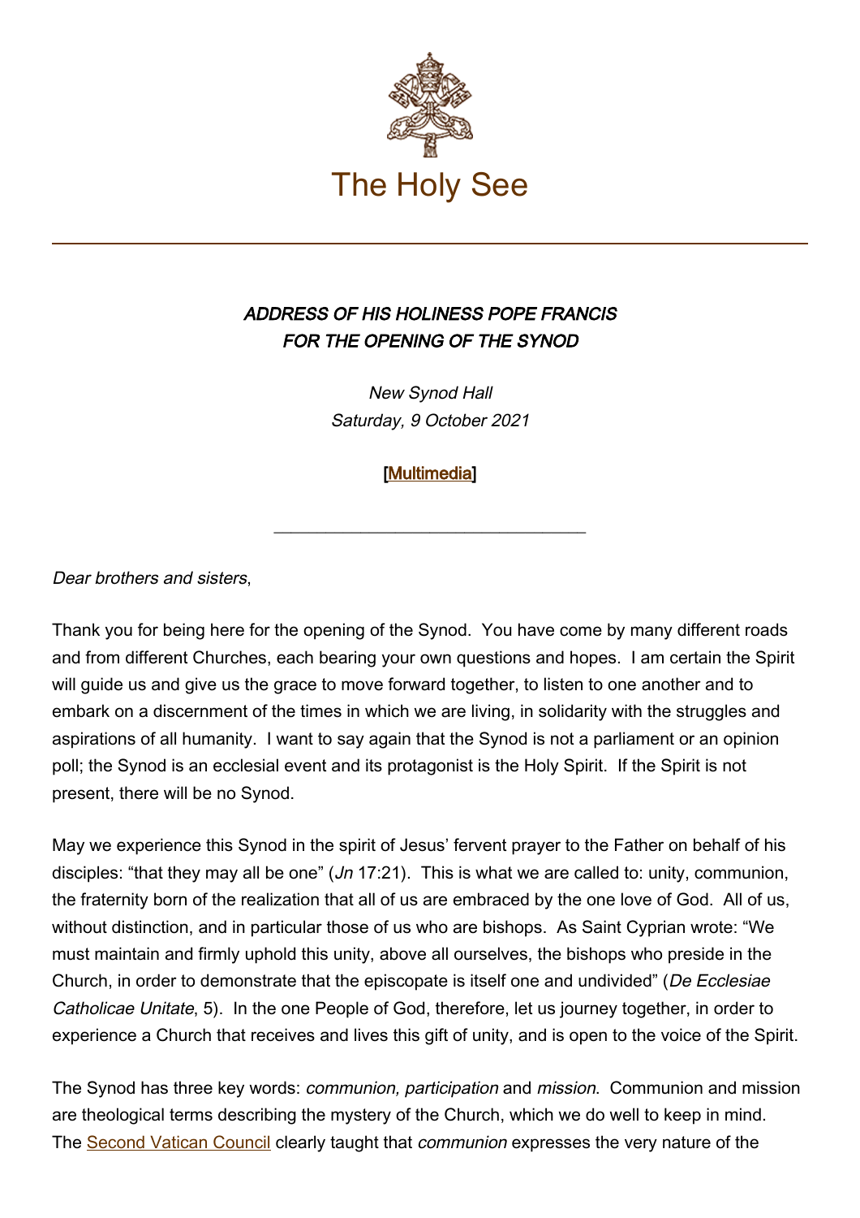The Holy See

***ADDRESS OF HIS HOLINESS POPE FRANCIS***
***FOR THE OPENING OF THE SYNOD***

*New Synod Hall*
*Saturday, 9 October 2021*

**[Multimedia]**

---

*Dear brothers and sisters*,

Thank you for being here for the opening of the Synod. You have come by many different roads and from different Churches, each bearing your own questions and hopes. I am certain the Spirit will guide us and give us the grace to move forward together, to listen to one another and to embark on a discernment of the times in which we are living, in solidarity with the struggles and aspirations of all humanity. I want to say again that the Synod is not a parliament or an opinion poll; the Synod is an ecclesial event and its protagonist is the Holy Spirit. If the Spirit is not present, there will be no Synod.

May we experience this Synod in the spirit of Jesus' fervent prayer to the Father on behalf of his disciples: "that they may all be one" (*Jn* 17:21). This is what we are called to: unity, communion, the fraternity born of the realization that all of us are embraced by the one love of God. All of us, without distinction, and in particular those of us who are bishops. As Saint Cyprian wrote: "We must maintain and firmly uphold this unity, above all ourselves, the bishops who preside in the Church, in order to demonstrate that the episcopate is itself one and undivided" (*De Ecclesiae Catholicae Unitate*, 5). In the one People of God, therefore, let us journey together, in order to experience a Church that receives and lives this gift of unity, and is open to the voice of the Spirit.

The Synod has three key words: *communion, participation* and *mission*. Communion and mission are theological terms describing the mystery of the Church, which we do well to keep in mind. The Second Vatican Council clearly taught that *communion* expresses the very nature of the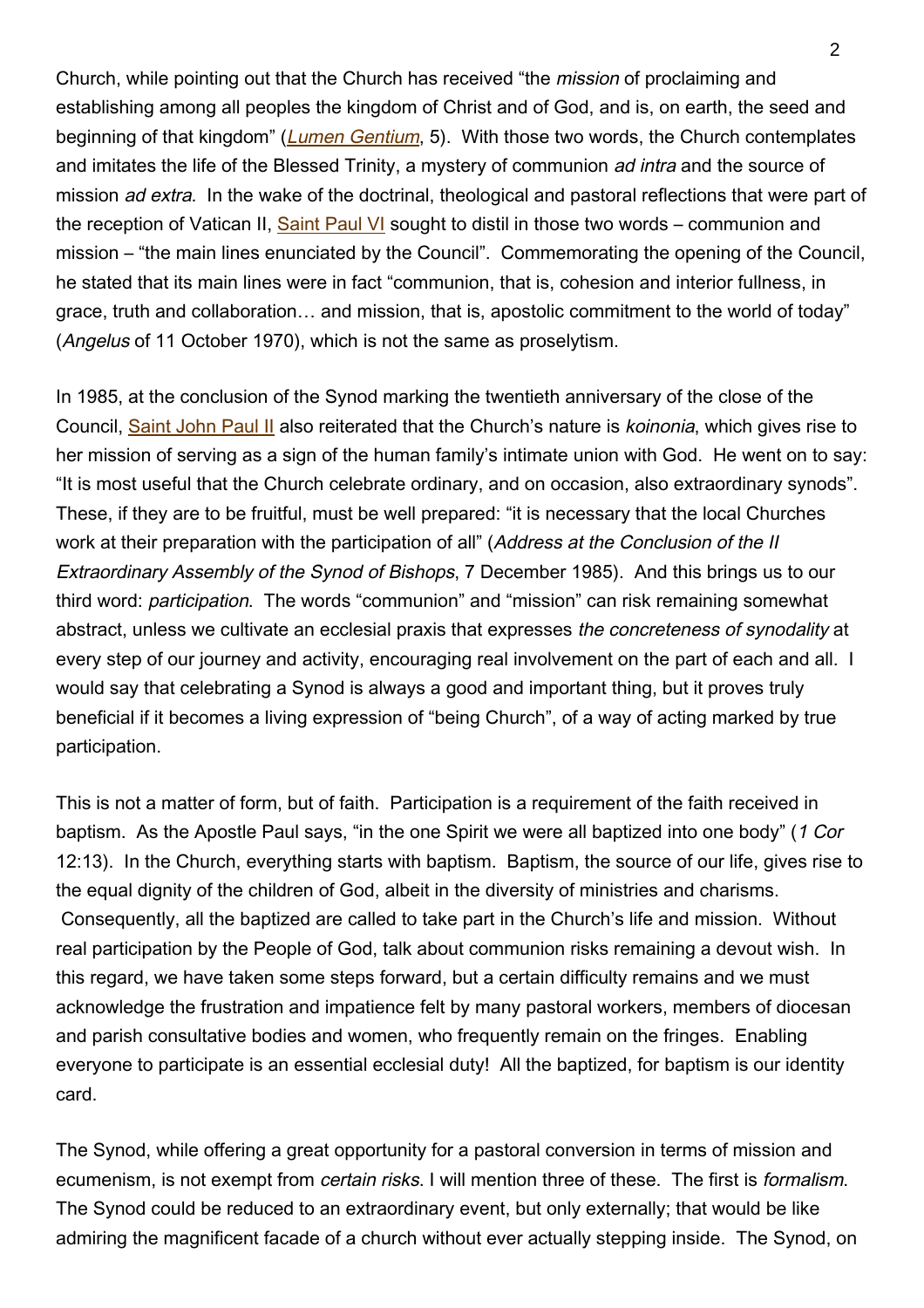Church, while pointing out that the Church has received "the *mission* of proclaiming and establishing among all peoples the kingdom of Christ and of God, and is, on earth, the seed and beginning of that kingdom" (*Lumen Gentium*, 5). With those two words, the Church contemplates and imitates the life of the Blessed Trinity, a mystery of communion *ad intra* and the source of mission *ad extra*. In the wake of the doctrinal, theological and pastoral reflections that were part of the reception of Vatican II, Saint Paul VI sought to distil in those two words – communion and mission – "the main lines enunciated by the Council". Commemorating the opening of the Council, he stated that its main lines were in fact "communion, that is, cohesion and interior fullness, in grace, truth and collaboration… and mission, that is, apostolic commitment to the world of today" (*Angelus* of 11 October 1970), which is not the same as proselytism.

In 1985, at the conclusion of the Synod marking the twentieth anniversary of the close of the Council, Saint John Paul II also reiterated that the Church's nature is *koinonia*, which gives rise to her mission of serving as a sign of the human family's intimate union with God. He went on to say: "It is most useful that the Church celebrate ordinary, and on occasion, also extraordinary synods". These, if they are to be fruitful, must be well prepared: "it is necessary that the local Churches work at their preparation with the participation of all" (*Address at the Conclusion of the II Extraordinary Assembly of the Synod of Bishops*, 7 December 1985). And this brings us to our third word: *participation*. The words "communion" and "mission" can risk remaining somewhat abstract, unless we cultivate an ecclesial praxis that expresses *the concreteness of synodality* at every step of our journey and activity, encouraging real involvement on the part of each and all. I would say that celebrating a Synod is always a good and important thing, but it proves truly beneficial if it becomes a living expression of "being Church", of a way of acting marked by true participation.

This is not a matter of form, but of faith. Participation is a requirement of the faith received in baptism. As the Apostle Paul says, "in the one Spirit we were all baptized into one body" (*1 Cor* 12:13). In the Church, everything starts with baptism. Baptism, the source of our life, gives rise to the equal dignity of the children of God, albeit in the diversity of ministries and charisms. Consequently, all the baptized are called to take part in the Church's life and mission. Without real participation by the People of God, talk about communion risks remaining a devout wish. In this regard, we have taken some steps forward, but a certain difficulty remains and we must acknowledge the frustration and impatience felt by many pastoral workers, members of diocesan and parish consultative bodies and women, who frequently remain on the fringes. Enabling everyone to participate is an essential ecclesial duty! All the baptized, for baptism is our identity card.

The Synod, while offering a great opportunity for a pastoral conversion in terms of mission and ecumenism, is not exempt from *certain risks*. I will mention three of these. The first is *formalism*. The Synod could be reduced to an extraordinary event, but only externally; that would be like admiring the magnificent facade of a church without ever actually stepping inside. The Synod, on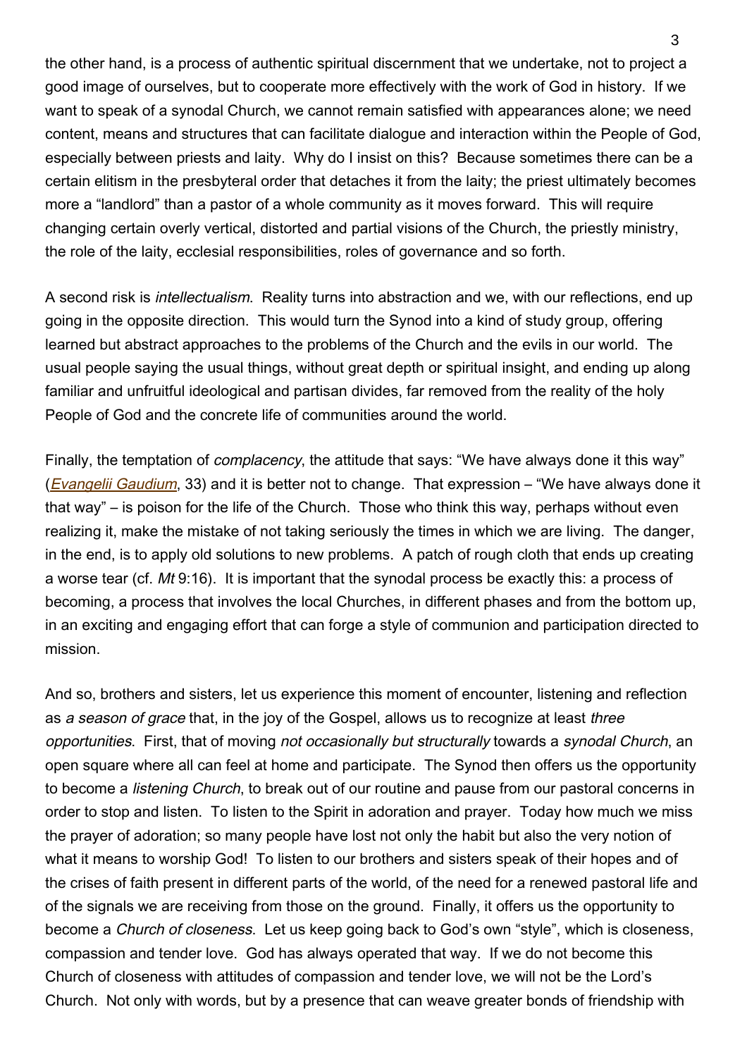the other hand, is a process of authentic spiritual discernment that we undertake, not to project a good image of ourselves, but to cooperate more effectively with the work of God in history. If we want to speak of a synodal Church, we cannot remain satisfied with appearances alone; we need content, means and structures that can facilitate dialogue and interaction within the People of God, especially between priests and laity. Why do I insist on this? Because sometimes there can be a certain elitism in the presbyteral order that detaches it from the laity; the priest ultimately becomes more a "landlord" than a pastor of a whole community as it moves forward. This will require changing certain overly vertical, distorted and partial visions of the Church, the priestly ministry, the role of the laity, ecclesial responsibilities, roles of governance and so forth.

A second risk is *intellectualism*. Reality turns into abstraction and we, with our reflections, end up going in the opposite direction. This would turn the Synod into a kind of study group, offering learned but abstract approaches to the problems of the Church and the evils in our world. The usual people saying the usual things, without great depth or spiritual insight, and ending up along familiar and unfruitful ideological and partisan divides, far removed from the reality of the holy People of God and the concrete life of communities around the world.

Finally, the temptation of *complacency*, the attitude that says: "We have always done it this way" (*Evangelii Gaudium*, 33) and it is better not to change. That expression – "We have always done it that way" – is poison for the life of the Church. Those who think this way, perhaps without even realizing it, make the mistake of not taking seriously the times in which we are living. The danger, in the end, is to apply old solutions to new problems. A patch of rough cloth that ends up creating a worse tear (cf. *Mt* 9:16). It is important that the synodal process be exactly this: a process of becoming, a process that involves the local Churches, in different phases and from the bottom up, in an exciting and engaging effort that can forge a style of communion and participation directed to mission.

And so, brothers and sisters, let us experience this moment of encounter, listening and reflection as *a season of grace* that, in the joy of the Gospel, allows us to recognize at least *three opportunities*. First, that of moving *not occasionally but structurally* towards a *synodal Church*, an open square where all can feel at home and participate. The Synod then offers us the opportunity to become a *listening Church*, to break out of our routine and pause from our pastoral concerns in order to stop and listen. To listen to the Spirit in adoration and prayer. Today how much we miss the prayer of adoration; so many people have lost not only the habit but also the very notion of what it means to worship God! To listen to our brothers and sisters speak of their hopes and of the crises of faith present in different parts of the world, of the need for a renewed pastoral life and of the signals we are receiving from those on the ground. Finally, it offers us the opportunity to become a *Church of closeness*. Let us keep going back to God's own "style", which is closeness, compassion and tender love. God has always operated that way. If we do not become this Church of closeness with attitudes of compassion and tender love, we will not be the Lord's Church. Not only with words, but by a presence that can weave greater bonds of friendship with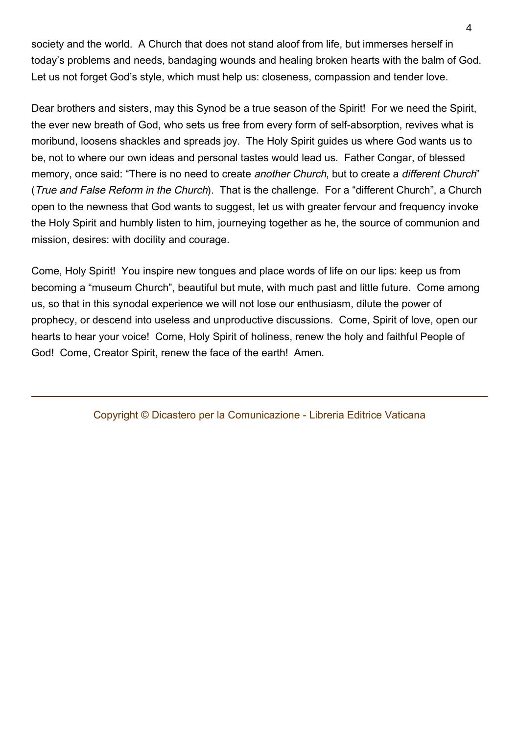society and the world. A Church that does not stand aloof from life, but immerses herself in today's problems and needs, bandaging wounds and healing broken hearts with the balm of God. Let us not forget God's style, which must help us: closeness, compassion and tender love.

Dear brothers and sisters, may this Synod be a true season of the Spirit! For we need the Spirit, the ever new breath of God, who sets us free from every form of self-absorption, revives what is moribund, loosens shackles and spreads joy. The Holy Spirit guides us where God wants us to be, not to where our own ideas and personal tastes would lead us. Father Congar, of blessed memory, once said: "There is no need to create *another Church*, but to create a *different Church*" (*True and False Reform in the Church*). That is the challenge. For a "different Church", a Church open to the newness that God wants to suggest, let us with greater fervour and frequency invoke the Holy Spirit and humbly listen to him, journeying together as he, the source of communion and mission, desires: with docility and courage.

Come, Holy Spirit! You inspire new tongues and place words of life on our lips: keep us from becoming a "museum Church", beautiful but mute, with much past and little future. Come among us, so that in this synodal experience we will not lose our enthusiasm, dilute the power of prophecy, or descend into useless and unproductive discussions. Come, Spirit of love, open our hearts to hear your voice! Come, Holy Spirit of holiness, renew the holy and faithful People of God! Come, Creator Spirit, renew the face of the earth! Amen.

---

Copyright © Dicastero per la Comunicazione - Libreria Editrice Vaticana